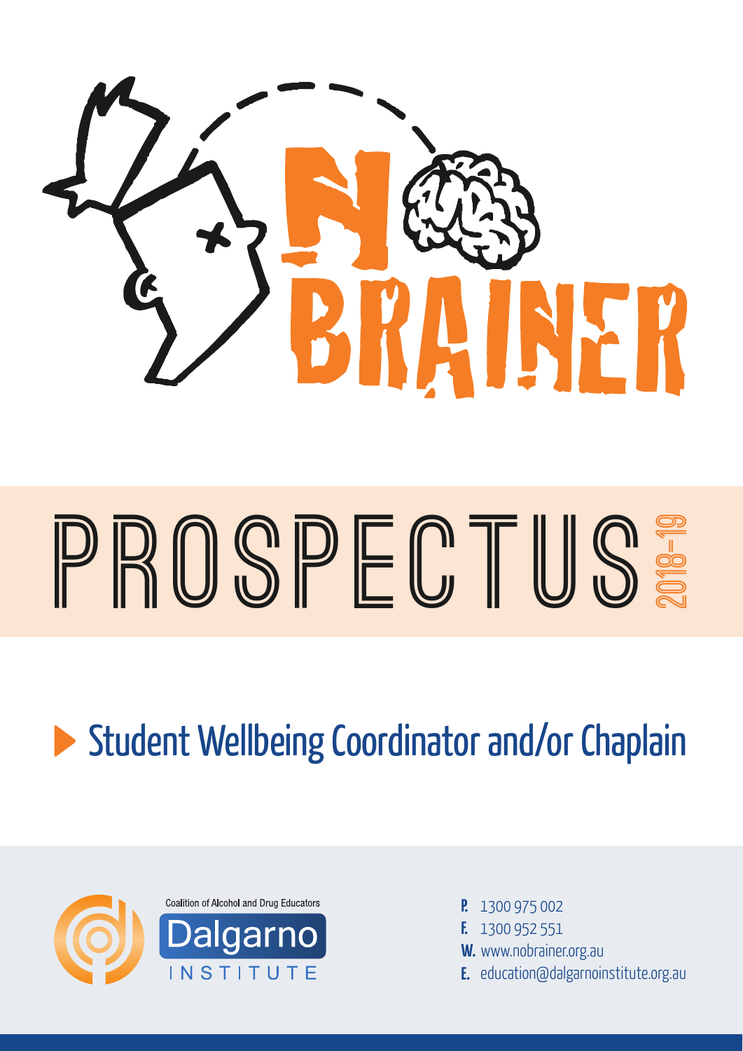# NO BRAINER

# PROSPECTUS 2018–19

## Student Wellbeing Coordinator and/or Chaplain

Coalition of Alcohol and Drug Educators

Dalgarno INSTITUTE

**P.** 1300 975 002
**F.** 1300 952 551
**W.** www.nobrainer.org.au
**E.** education@dalgarnoinstitute.org.au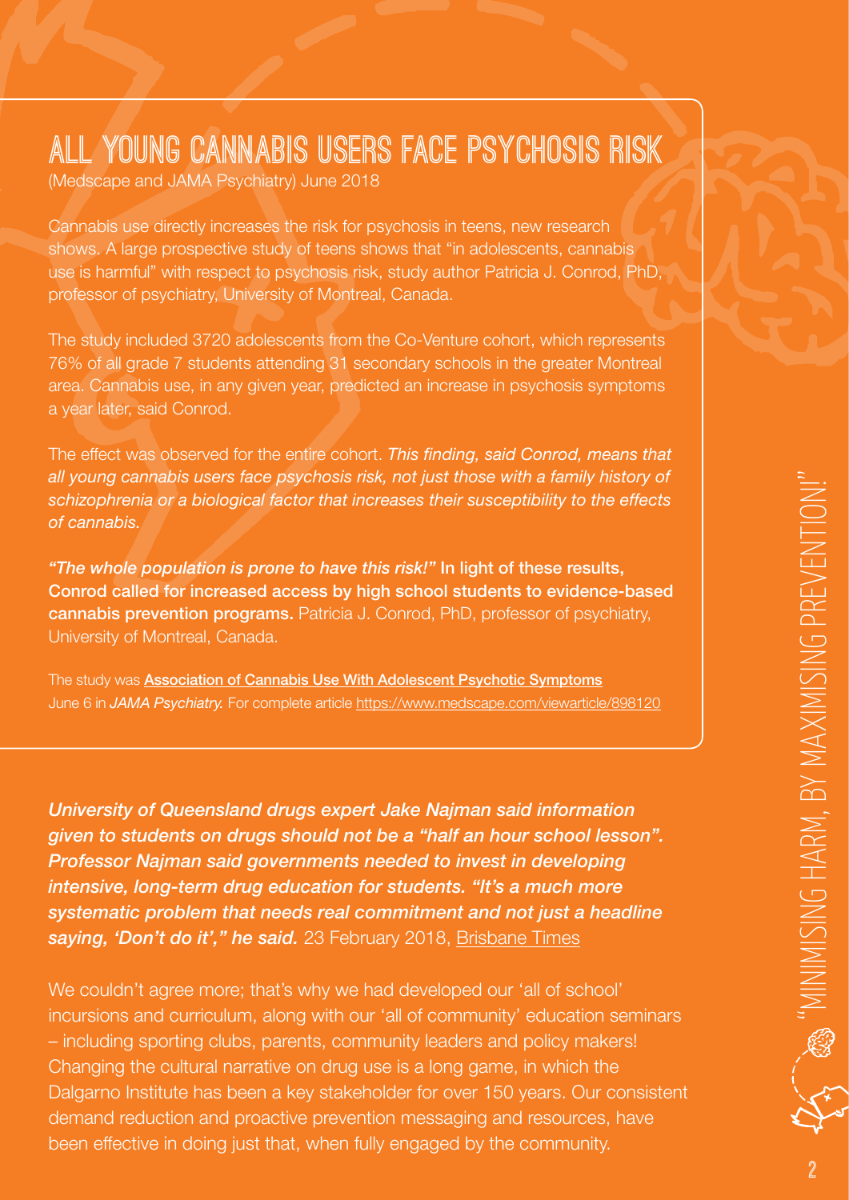# ALL YOUNG CANNABIS USERS FACE PSYCHOSIS RISK

(Medscape and JAMA Psychiatry) June 2018

Cannabis use directly increases the risk for psychosis in teens, new research shows. A large prospective study of teens shows that "in adolescents, cannabis use is harmful" with respect to psychosis risk, study author Patricia J. Conrod, PhD, professor of psychiatry, University of Montreal, Canada.

The study included 3720 adolescents from the Co-Venture cohort, which represents 76% of all grade 7 students attending 31 secondary schools in the greater Montreal area. Cannabis use, in any given year, predicted an increase in psychosis symptoms a year later, said Conrod.

The effect was observed for the entire cohort. *This finding, said Conrod, means that all young cannabis users face psychosis risk, not just those with a family history of schizophrenia or a biological factor that increases their susceptibility to the effects of cannabis.*

***"The whole population is prone to have this risk!"*** **In light of these results, Conrod called for increased access by high school students to evidence-based cannabis prevention programs.** Patricia J. Conrod, PhD, professor of psychiatry, University of Montreal, Canada.

The study was **Association of Cannabis Use With Adolescent Psychotic Symptoms** June 6 in *JAMA Psychiatry.* For complete article https://www.medscape.com/viewarticle/898120

***University of Queensland drugs expert Jake Najman said information given to students on drugs should not be a "half an hour school lesson". Professor Najman said governments needed to invest in developing intensive, long-term drug education for students. "It's a much more systematic problem that needs real commitment and not just a headline saying, 'Don't do it'," he said.*** 23 February 2018, Brisbane Times

We couldn't agree more; that's why we had developed our 'all of school' incursions and curriculum, along with our 'all of community' education seminars – including sporting clubs, parents, community leaders and policy makers! Changing the cultural narrative on drug use is a long game, in which the Dalgarno Institute has been a key stakeholder for over 150 years. Our consistent demand reduction and proactive prevention messaging and resources, have been effective in doing just that, when fully engaged by the community.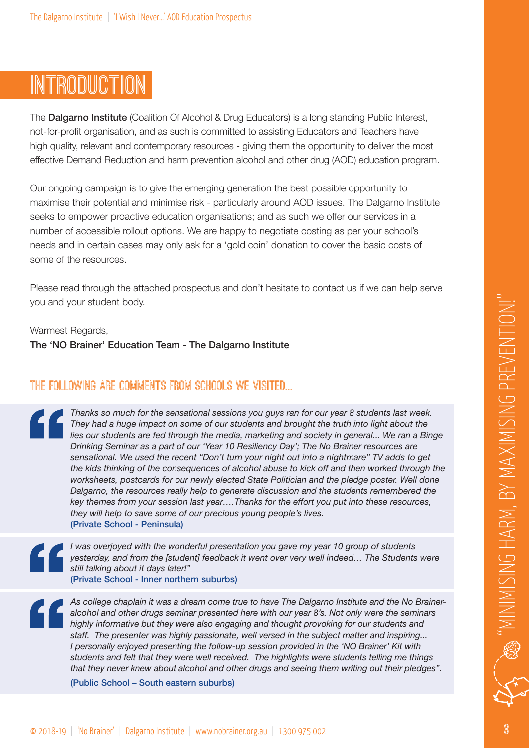# INTRODUCTION

The **Dalgarno Institute** (Coalition Of Alcohol & Drug Educators) is a long standing Public Interest, not-for-profit organisation, and as such is committed to assisting Educators and Teachers have high quality, relevant and contemporary resources - giving them the opportunity to deliver the most effective Demand Reduction and harm prevention alcohol and other drug (AOD) education program.

Our ongoing campaign is to give the emerging generation the best possible opportunity to maximise their potential and minimise risk - particularly around AOD issues. The Dalgarno Institute seeks to empower proactive education organisations; and as such we offer our services in a number of accessible rollout options. We are happy to negotiate costing as per your school's needs and in certain cases may only ask for a 'gold coin' donation to cover the basic costs of some of the resources.

Please read through the attached prospectus and don't hesitate to contact us if we can help serve you and your student body.

Warmest Regards,
**The 'NO Brainer' Education Team - The Dalgarno Institute**

## THE FOLLOWING ARE COMMENTS FROM SCHOOLS WE VISITED...

> *Thanks so much for the sensational sessions you guys ran for our year 8 students last week. They had a huge impact on some of our students and brought the truth into light about the lies our students are fed through the media, marketing and society in general... We ran a Binge Drinking Seminar as a part of our 'Year 10 Resiliency Day'; The No Brainer resources are sensational. We used the recent "Don't turn your night out into a nightmare" TV adds to get the kids thinking of the consequences of alcohol abuse to kick off and then worked through the worksheets, postcards for our newly elected State Politician and the pledge poster. Well done Dalgarno, the resources really help to generate discussion and the students remembered the key themes from your session last year….Thanks for the effort you put into these resources, they will help to save some of our precious young people's lives.*
>
> **(Private School - Peninsula)**

> *I was overjoyed with the wonderful presentation you gave my year 10 group of students yesterday, and from the [student] feedback it went over very well indeed… The Students were still talking about it days later!"*
>
> **(Private School - Inner northern suburbs)**

> *As college chaplain it was a dream come true to have The Dalgarno Institute and the No Brainer-alcohol and other drugs seminar presented here with our year 8's. Not only were the seminars highly informative but they were also engaging and thought provoking for our students and staff. The presenter was highly passionate, well versed in the subject matter and inspiring... I personally enjoyed presenting the follow-up session provided in the 'NO Brainer' Kit with students and felt that they were well received. The highlights were students telling me things that they never knew about alcohol and other drugs and seeing them writing out their pledges".*
>
> **(Public School – South eastern suburbs)**

"MINIMISING HARM, BY MAXIMISING PREVENTION!"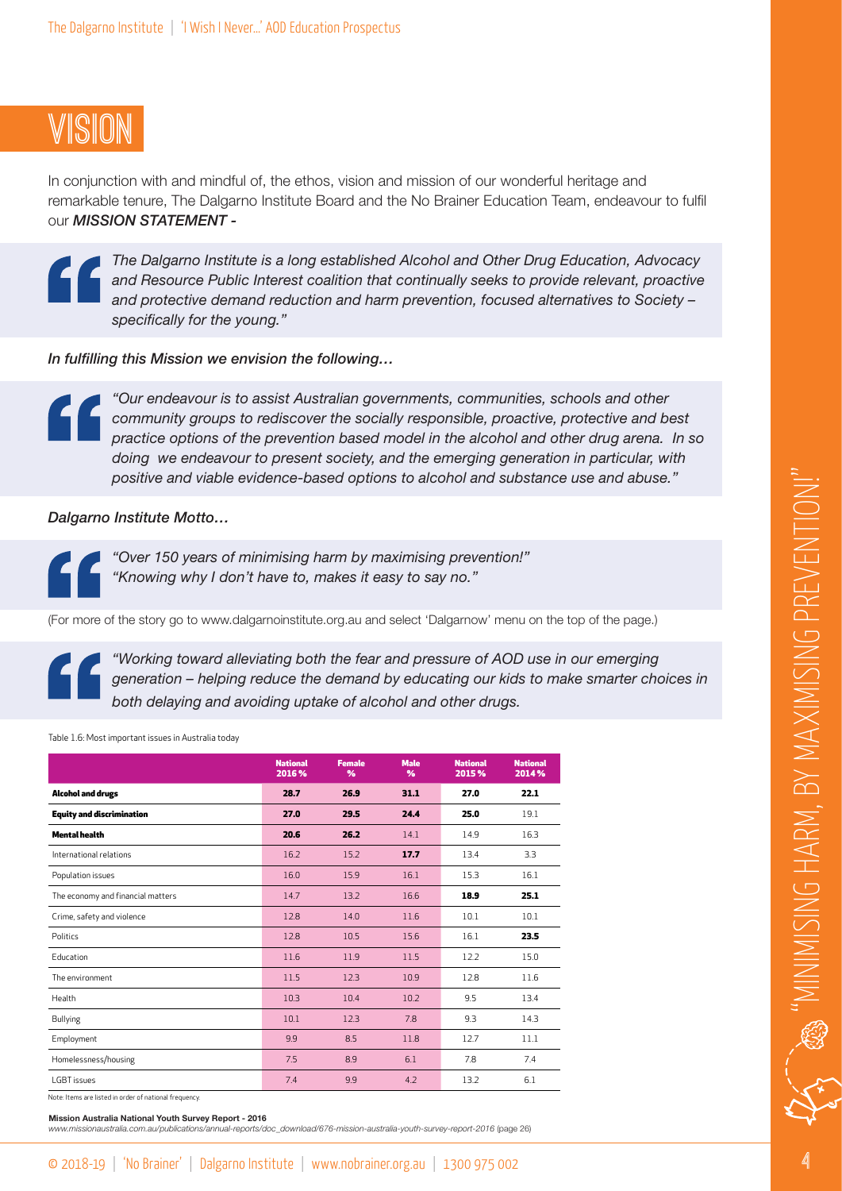# VISION

In conjunction with and mindful of, the ethos, vision and mission of our wonderful heritage and remarkable tenure, The Dalgarno Institute Board and the No Brainer Education Team, endeavour to fulfil our ***MISSION STATEMENT -***

> *The Dalgarno Institute is a long established Alcohol and Other Drug Education, Advocacy and Resource Public Interest coalition that continually seeks to provide relevant, proactive and protective demand reduction and harm prevention, focused alternatives to Society – specifically for the young."*

*In fulfilling this Mission we envision the following…*

> *"Our endeavour is to assist Australian governments, communities, schools and other community groups to rediscover the socially responsible, proactive, protective and best practice options of the prevention based model in the alcohol and other drug arena. In so doing we endeavour to present society, and the emerging generation in particular, with positive and viable evidence-based options to alcohol and substance use and abuse."*

*Dalgarno Institute Motto…*

> *"Over 150 years of minimising harm by maximising prevention!"*
> *"Knowing why I don't have to, makes it easy to say no."*

(For more of the story go to www.dalgarnoinstitute.org.au and select 'Dalgarnow' menu on the top of the page.)

> *"Working toward alleviating both the fear and pressure of AOD use in our emerging generation – helping reduce the demand by educating our kids to make smarter choices in both delaying and avoiding uptake of alcohol and other drugs.*

Table 1.6: Most important issues in Australia today

| | National 2016 % | Female % | Male % | National 2015 % | National 2014 % |
|---|---|---|---|---|---|
| **Alcohol and drugs** | **28.7** | **26.9** | **31.1** | **27.0** | **22.1** |
| **Equity and discrimination** | **27.0** | **29.5** | **24.4** | **25.0** | 19.1 |
| **Mental health** | **20.6** | **26.2** | 14.1 | 14.9 | 16.3 |
| International relations | 16.2 | 15.2 | **17.7** | 13.4 | 3.3 |
| Population issues | 16.0 | 15.9 | 16.1 | 15.3 | 16.1 |
| The economy and financial matters | 14.7 | 13.2 | 16.6 | **18.9** | **25.1** |
| Crime, safety and violence | 12.8 | 14.0 | 11.6 | 10.1 | 10.1 |
| Politics | 12.8 | 10.5 | 15.6 | 16.1 | **23.5** |
| Education | 11.6 | 11.9 | 11.5 | 12.2 | 15.0 |
| The environment | 11.5 | 12.3 | 10.9 | 12.8 | 11.6 |
| Health | 10.3 | 10.4 | 10.2 | 9.5 | 13.4 |
| Bullying | 10.1 | 12.3 | 7.8 | 9.3 | 14.3 |
| Employment | 9.9 | 8.5 | 11.8 | 12.7 | 11.1 |
| Homelessness/housing | 7.5 | 8.9 | 6.1 | 7.8 | 7.4 |
| LGBT issues | 7.4 | 9.9 | 4.2 | 13.2 | 6.1 |

Note: Items are listed in order of national frequency.

**Mission Australia National Youth Survey Report - 2016**
*www.missionaustralia.com.au/publications/annual-reports/doc_download/676-mission-australia-youth-survey-report-2016* (page 26)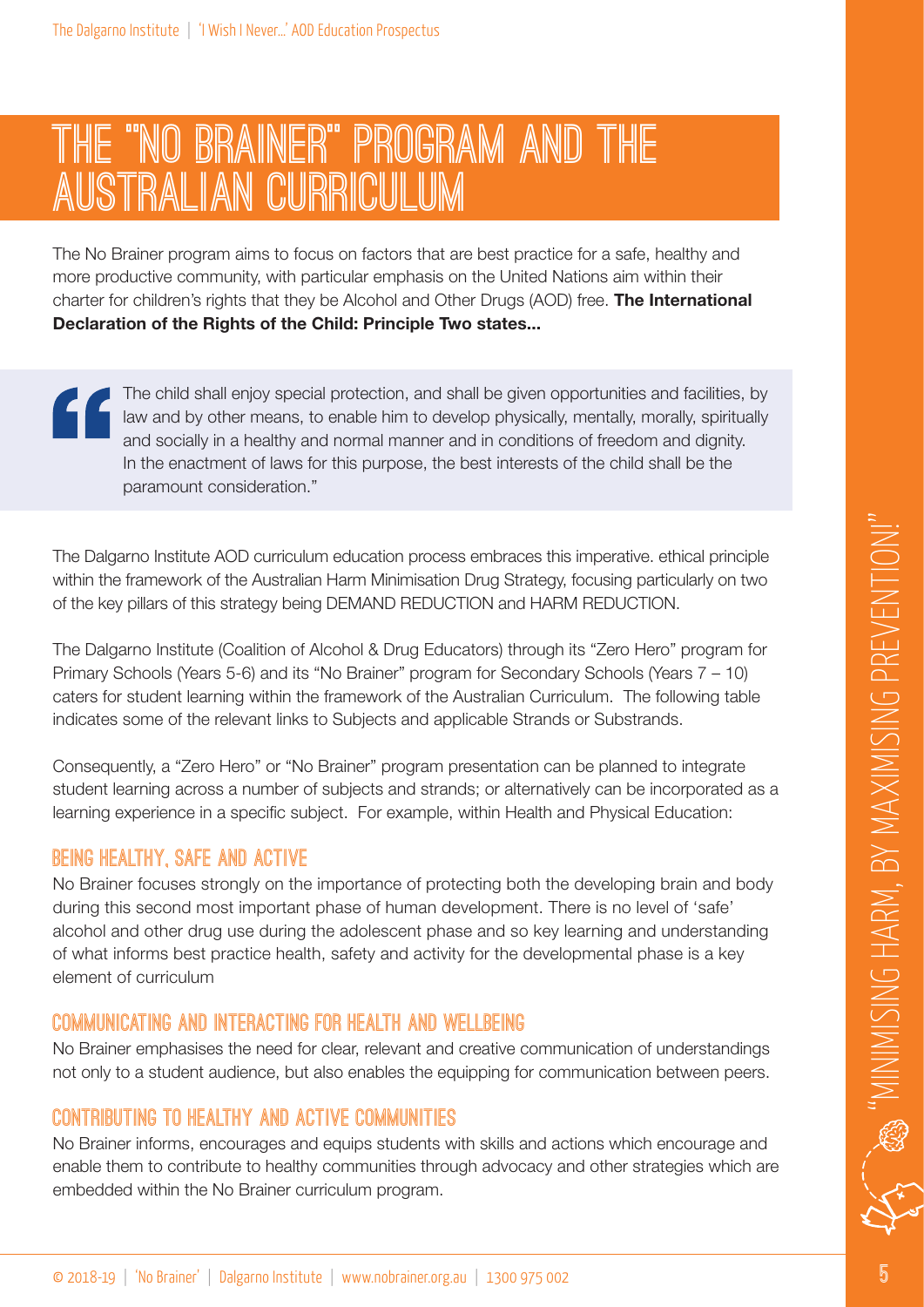# THE "NO BRAINER" PROGRAM AND THE AUSTRALIAN CURRICULUM

The No Brainer program aims to focus on factors that are best practice for a safe, healthy and more productive community, with particular emphasis on the United Nations aim within their charter for children's rights that they be Alcohol and Other Drugs (AOD) free. **The International Declaration of the Rights of the Child: Principle Two states...**

> "The child shall enjoy special protection, and shall be given opportunities and facilities, by law and by other means, to enable him to develop physically, mentally, morally, spiritually and socially in a healthy and normal manner and in conditions of freedom and dignity. In the enactment of laws for this purpose, the best interests of the child shall be the paramount consideration."

The Dalgarno Institute AOD curriculum education process embraces this imperative. ethical principle within the framework of the Australian Harm Minimisation Drug Strategy, focusing particularly on two of the key pillars of this strategy being DEMAND REDUCTION and HARM REDUCTION.

The Dalgarno Institute (Coalition of Alcohol & Drug Educators) through its "Zero Hero" program for Primary Schools (Years 5-6) and its "No Brainer" program for Secondary Schools (Years 7 – 10) caters for student learning within the framework of the Australian Curriculum. The following table indicates some of the relevant links to Subjects and applicable Strands or Substrands.

Consequently, a "Zero Hero" or "No Brainer" program presentation can be planned to integrate student learning across a number of subjects and strands; or alternatively can be incorporated as a learning experience in a specific subject. For example, within Health and Physical Education:

## BEING HEALTHY, SAFE AND ACTIVE

No Brainer focuses strongly on the importance of protecting both the developing brain and body during this second most important phase of human development. There is no level of 'safe' alcohol and other drug use during the adolescent phase and so key learning and understanding of what informs best practice health, safety and activity for the developmental phase is a key element of curriculum

## COMMUNICATING AND INTERACTING FOR HEALTH AND WELLBEING

No Brainer emphasises the need for clear, relevant and creative communication of understandings not only to a student audience, but also enables the equipping for communication between peers.

## CONTRIBUTING TO HEALTHY AND ACTIVE COMMUNITIES

No Brainer informs, encourages and equips students with skills and actions which encourage and enable them to contribute to healthy communities through advocacy and other strategies which are embedded within the No Brainer curriculum program.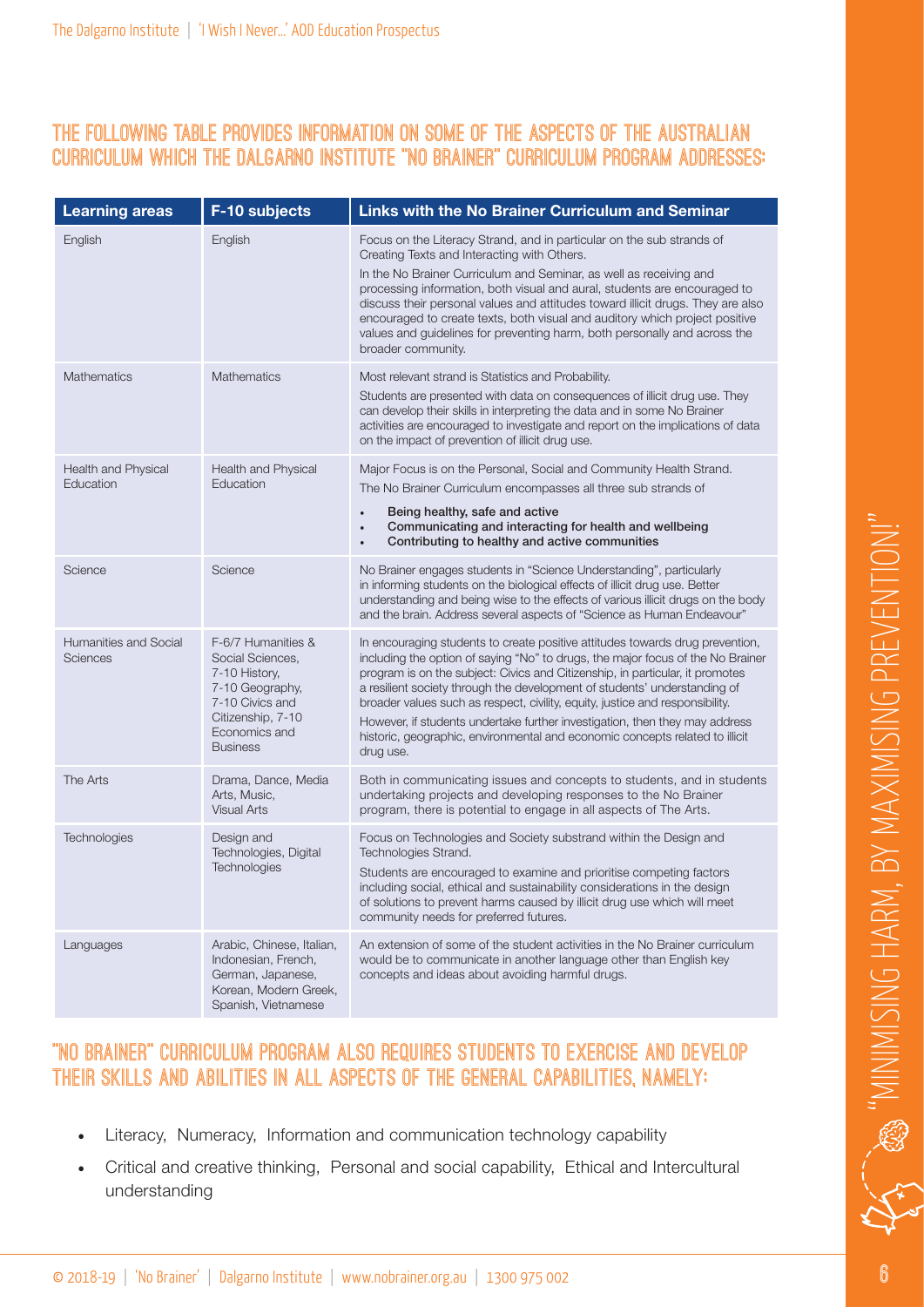## THE FOLLOWING TABLE PROVIDES INFORMATION ON SOME OF THE ASPECTS OF THE AUSTRALIAN CURRICULUM WHICH THE DALGARNO INSTITUTE "NO BRAINER" CURRICULUM PROGRAM ADDRESSES:

| Learning areas | F-10 subjects | Links with the No Brainer Curriculum and Seminar |
|---|---|---|
| English | English | Focus on the Literacy Strand, and in particular on the sub strands of Creating Texts and Interacting with Others.<br>In the No Brainer Curriculum and Seminar, as well as receiving and processing information, both visual and aural, students are encouraged to discuss their personal values and attitudes toward illicit drugs. They are also encouraged to create texts, both visual and auditory which project positive values and guidelines for preventing harm, both personally and across the broader community. |
| Mathematics | Mathematics | Most relevant strand is Statistics and Probability.<br>Students are presented with data on consequences of illicit drug use. They can develop their skills in interpreting the data and in some No Brainer activities are encouraged to investigate and report on the implications of data on the impact of prevention of illicit drug use. |
| Health and Physical Education | Health and Physical Education | Major Focus is on the Personal, Social and Community Health Strand.<br>The No Brainer Curriculum encompasses all three sub strands of<br>• **Being healthy, safe and active**<br>• **Communicating and interacting for health and wellbeing**<br>• **Contributing to healthy and active communities** |
| Science | Science | No Brainer engages students in "Science Understanding", particularly in informing students on the biological effects of illicit drug use. Better understanding and being wise to the effects of various illicit drugs on the body and the brain. Address several aspects of "Science as Human Endeavour" |
| Humanities and Social Sciences | F-6/7 Humanities & Social Sciences, 7-10 History, 7-10 Geography, 7-10 Civics and Citizenship, 7-10 Economics and Business | In encouraging students to create positive attitudes towards drug prevention, including the option of saying "No" to drugs, the major focus of the No Brainer program is on the subject: Civics and Citizenship, in particular, it promotes a resilient society through the development of students' understanding of broader values such as respect, civility, equity, justice and responsibility.<br>However, if students undertake further investigation, then they may address historic, geographic, environmental and economic concepts related to illicit drug use. |
| The Arts | Drama, Dance, Media Arts, Music, Visual Arts | Both in communicating issues and concepts to students, and in students undertaking projects and developing responses to the No Brainer program, there is potential to engage in all aspects of The Arts. |
| Technologies | Design and Technologies, Digital Technologies | Focus on Technologies and Society substrand within the Design and Technologies Strand.<br>Students are encouraged to examine and prioritise competing factors including social, ethical and sustainability considerations in the design of solutions to prevent harms caused by illicit drug use which will meet community needs for preferred futures. |
| Languages | Arabic, Chinese, Italian, Indonesian, French, German, Japanese, Korean, Modern Greek, Spanish, Vietnamese | An extension of some of the student activities in the No Brainer curriculum would be to communicate in another language other than English key concepts and ideas about avoiding harmful drugs. |

## "NO BRAINER" CURRICULUM PROGRAM ALSO REQUIRES STUDENTS TO EXERCISE AND DEVELOP THEIR SKILLS AND ABILITIES IN ALL ASPECTS OF THE GENERAL CAPABILITIES, NAMELY:

- Literacy, Numeracy, Information and communication technology capability
- Critical and creative thinking, Personal and social capability, Ethical and Intercultural understanding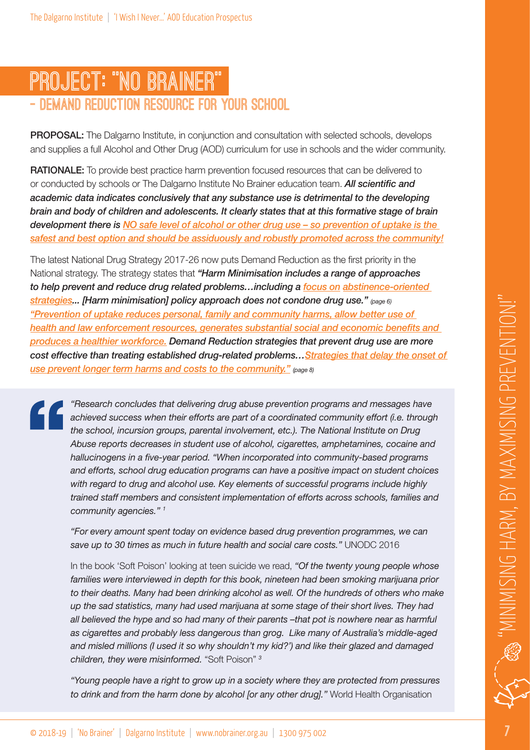# PROJECT: "NO BRAINER"

## – DEMAND REDUCTION RESOURCE FOR YOUR SCHOOL

**PROPOSAL:** The Dalgarno Institute, in conjunction and consultation with selected schools, develops and supplies a full Alcohol and Other Drug (AOD) curriculum for use in schools and the wider community.

**RATIONALE:** To provide best practice harm prevention focused resources that can be delivered to or conducted by schools or The Dalgarno Institute No Brainer education team. ***All scientific and academic data indicates conclusively that any substance use is detrimental to the developing brain and body of children and adolescents. It clearly states that at this formative stage of brain development there is NO safe level of alcohol or other drug use – so prevention of uptake is the safest and best option and should be assiduously and robustly promoted across the community!***

The latest National Drug Strategy 2017-26 now puts Demand Reduction as the first priority in the National strategy. The strategy states that ***"Harm Minimisation includes a range of approaches to help prevent and reduce drug related problems…including a focus on abstinence-oriented strategies... [Harm minimisation] policy approach does not condone drug use."*** *(page 6)* ***"Prevention of uptake reduces personal, family and community harms, allow better use of health and law enforcement resources, generates substantial social and economic benefits and produces a healthier workforce. Demand Reduction strategies that prevent drug use are more cost effective than treating established drug-related problems…Strategies that delay the onset of use prevent longer term harms and costs to the community."*** *(page 8)*

> *"Research concludes that delivering drug abuse prevention programs and messages have achieved success when their efforts are part of a coordinated community effort (i.e. through the school, incursion groups, parental involvement, etc.). The National Institute on Drug Abuse reports decreases in student use of alcohol, cigarettes, amphetamines, cocaine and hallucinogens in a five-year period. "When incorporated into community-based programs and efforts, school drug education programs can have a positive impact on student choices with regard to drug and alcohol use. Key elements of successful programs include highly trained staff members and consistent implementation of efforts across schools, families and community agencies."* [1]
>
> *"For every amount spent today on evidence based drug prevention programmes, we can save up to 30 times as much in future health and social care costs."* UNODC 2016
>
> In the book 'Soft Poison' looking at teen suicide we read, *"Of the twenty young people whose families were interviewed in depth for this book, nineteen had been smoking marijuana prior to their deaths. Many had been drinking alcohol as well. Of the hundreds of others who make up the sad statistics, many had used marijuana at some stage of their short lives. They had all believed the hype and so had many of their parents –that pot is nowhere near as harmful as cigarettes and probably less dangerous than grog. Like many of Australia's middle-aged and misled millions (I used it so why shouldn't my kid?') and like their glazed and damaged children, they were misinformed.* "Soft Poison" [3]
>
> *"Young people have a right to grow up in a society where they are protected from pressures to drink and from the harm done by alcohol [or any other drug]."* World Health Organisation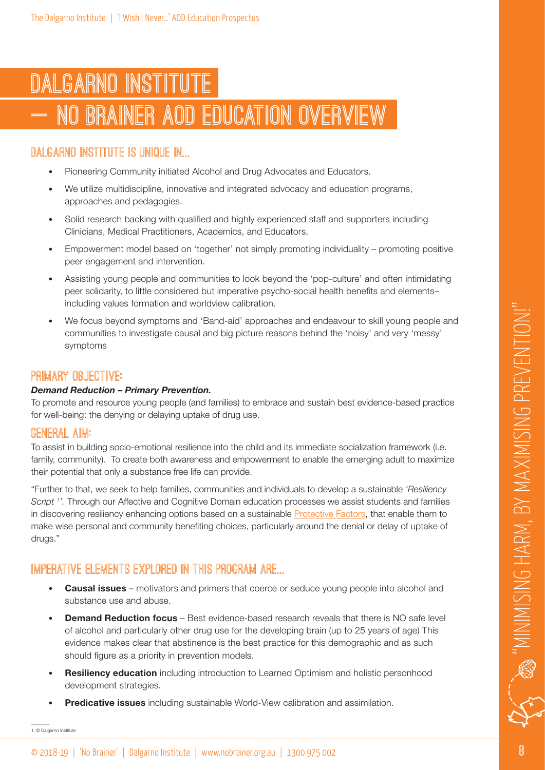# DALGARNO INSTITUTE — NO BRAINER AOD EDUCATION OVERVIEW

## DALGARNO INSTITUTE IS UNIQUE IN...

- Pioneering Community initiated Alcohol and Drug Advocates and Educators.
- We utilize multidiscipline, innovative and integrated advocacy and education programs, approaches and pedagogies.
- Solid research backing with qualified and highly experienced staff and supporters including Clinicians, Medical Practitioners, Academics, and Educators.
- Empowerment model based on 'together' not simply promoting individuality – promoting positive peer engagement and intervention.
- Assisting young people and communities to look beyond the 'pop-culture' and often intimidating peer solidarity, to little considered but imperative psycho-social health benefits and elements– including values formation and worldview calibration.
- We focus beyond symptoms and 'Band-aid' approaches and endeavour to skill young people and communities to investigate causal and big picture reasons behind the 'noisy' and very 'messy' symptoms

## PRIMARY OBJECTIVE:

***Demand Reduction – Primary Prevention.***

To promote and resource young people (and families) to embrace and sustain best evidence-based practice for well-being: the denying or delaying uptake of drug use.

## GENERAL AIM:

To assist in building socio-emotional resilience into the child and its immediate socialization framework (i.e. family, community). To create both awareness and empowerment to enable the emerging adult to maximize their potential that only a substance free life can provide.

"Further to that, we seek to help families, communities and individuals to develop a sustainable *'Resiliency Script* [1]*'.* Through our Affective and Cognitive Domain education processes we assist students and families in discovering resiliency enhancing options based on a sustainable Protective Factors, that enable them to make wise personal and community benefiting choices, particularly around the denial or delay of uptake of drugs."

## IMPERATIVE ELEMENTS EXPLORED IN THIS PROGRAM ARE...

- **Causal issues** – motivators and primers that coerce or seduce young people into alcohol and substance use and abuse.
- **Demand Reduction focus** – Best evidence-based research reveals that there is NO safe level of alcohol and particularly other drug use for the developing brain (up to 25 years of age) This evidence makes clear that abstinence is the best practice for this demographic and as such should figure as a priority in prevention models.
- **Resiliency education** including introduction to Learned Optimism and holistic personhood development strategies.
- **Predicative issues** including sustainable World-View calibration and assimilation.

1. © Dalgarno Institute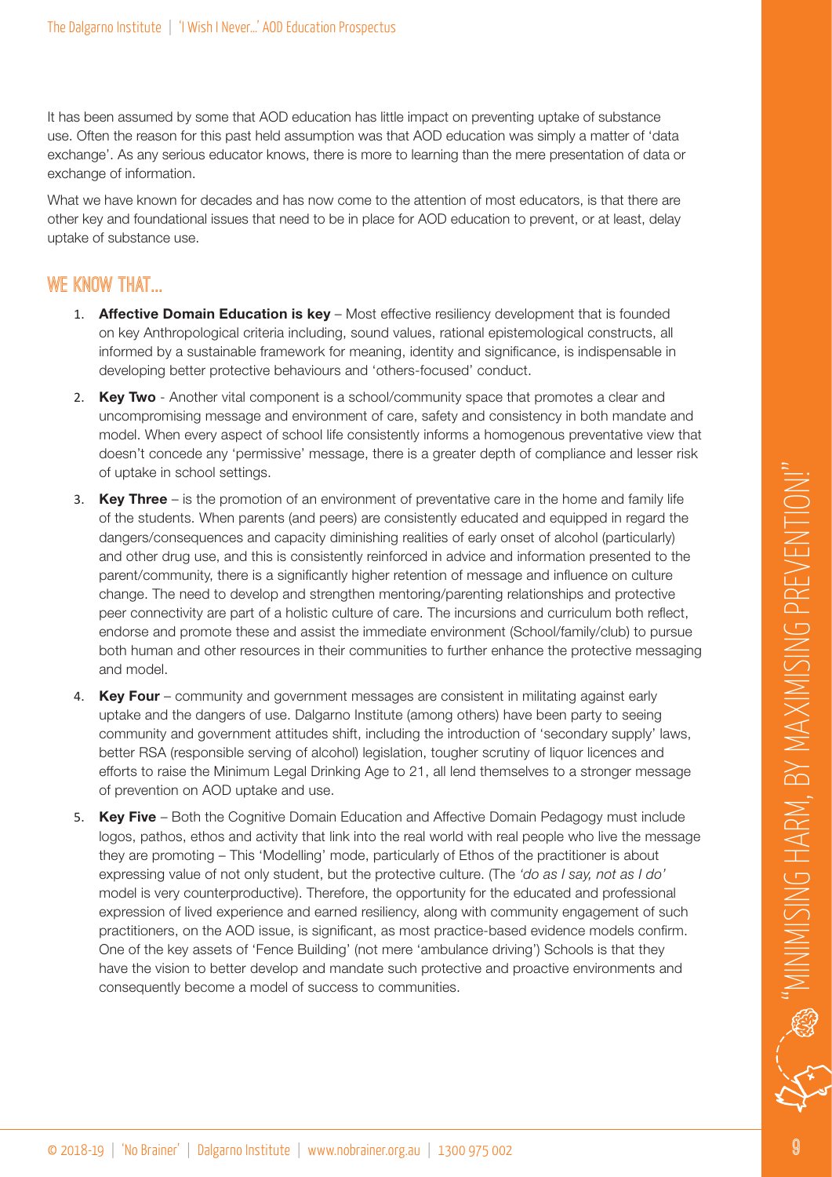It has been assumed by some that AOD education has little impact on preventing uptake of substance use. Often the reason for this past held assumption was that AOD education was simply a matter of 'data exchange'. As any serious educator knows, there is more to learning than the mere presentation of data or exchange of information.

What we have known for decades and has now come to the attention of most educators, is that there are other key and foundational issues that need to be in place for AOD education to prevent, or at least, delay uptake of substance use.

## WE KNOW THAT...

1. **Affective Domain Education is key** – Most effective resiliency development that is founded on key Anthropological criteria including, sound values, rational epistemological constructs, all informed by a sustainable framework for meaning, identity and significance, is indispensable in developing better protective behaviours and 'others-focused' conduct.
2. **Key Two** - Another vital component is a school/community space that promotes a clear and uncompromising message and environment of care, safety and consistency in both mandate and model. When every aspect of school life consistently informs a homogenous preventative view that doesn't concede any 'permissive' message, there is a greater depth of compliance and lesser risk of uptake in school settings.
3. **Key Three** – is the promotion of an environment of preventative care in the home and family life of the students. When parents (and peers) are consistently educated and equipped in regard the dangers/consequences and capacity diminishing realities of early onset of alcohol (particularly) and other drug use, and this is consistently reinforced in advice and information presented to the parent/community, there is a significantly higher retention of message and influence on culture change. The need to develop and strengthen mentoring/parenting relationships and protective peer connectivity are part of a holistic culture of care. The incursions and curriculum both reflect, endorse and promote these and assist the immediate environment (School/family/club) to pursue both human and other resources in their communities to further enhance the protective messaging and model.
4. **Key Four** – community and government messages are consistent in militating against early uptake and the dangers of use. Dalgarno Institute (among others) have been party to seeing community and government attitudes shift, including the introduction of 'secondary supply' laws, better RSA (responsible serving of alcohol) legislation, tougher scrutiny of liquor licences and efforts to raise the Minimum Legal Drinking Age to 21, all lend themselves to a stronger message of prevention on AOD uptake and use.
5. **Key Five** – Both the Cognitive Domain Education and Affective Domain Pedagogy must include logos, pathos, ethos and activity that link into the real world with real people who live the message they are promoting – This 'Modelling' mode, particularly of Ethos of the practitioner is about expressing value of not only student, but the protective culture. (The *'do as I say, not as I do'* model is very counterproductive). Therefore, the opportunity for the educated and professional expression of lived experience and earned resiliency, along with community engagement of such practitioners, on the AOD issue, is significant, as most practice-based evidence models confirm. One of the key assets of 'Fence Building' (not mere 'ambulance driving') Schools is that they have the vision to better develop and mandate such protective and proactive environments and consequently become a model of success to communities.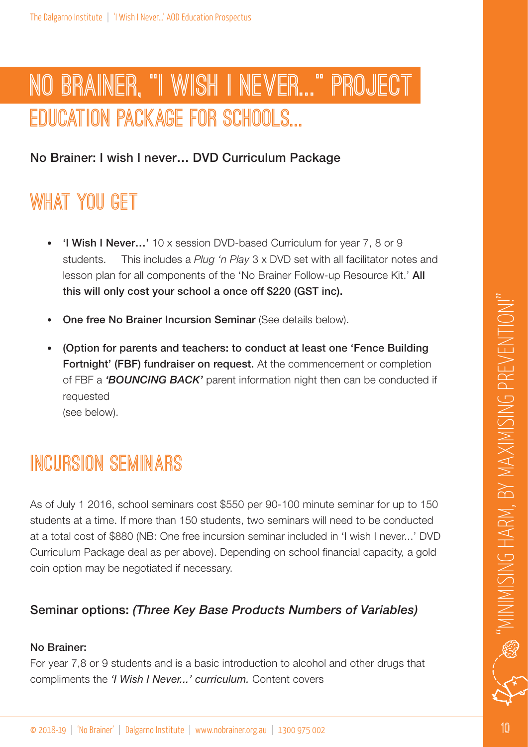# NO BRAINER, "I WISH I NEVER…" PROJECT

## EDUCATION PACKAGE FOR SCHOOLS…

**No Brainer: I wish I never… DVD Curriculum Package**

## WHAT YOU GET

- **'I Wish I Never…'** 10 x session DVD-based Curriculum for year 7, 8 or 9 students. This includes a *Plug 'n Play* 3 x DVD set with all facilitator notes and lesson plan for all components of the 'No Brainer Follow-up Resource Kit.' **All this will only cost your school a once off $220 (GST inc).**
- **One free No Brainer Incursion Seminar** (See details below).
- **(Option for parents and teachers: to conduct at least one 'Fence Building Fortnight' (FBF) fundraiser on request.** At the commencement or completion of FBF a ***'BOUNCING BACK'*** parent information night then can be conducted if requested
  (see below).

## INCURSION SEMINARS

As of July 1 2016, school seminars cost $550 per 90-100 minute seminar for up to 150 students at a time. If more than 150 students, two seminars will need to be conducted at a total cost of $880 (NB: One free incursion seminar included in 'I wish I never...' DVD Curriculum Package deal as per above). Depending on school financial capacity, a gold coin option may be negotiated if necessary.

### Seminar options: *(Three Key Base Products Numbers of Variables)*

**No Brainer:**

For year 7,8 or 9 students and is a basic introduction to alcohol and other drugs that compliments the *'I Wish I Never...' curriculum.* Content covers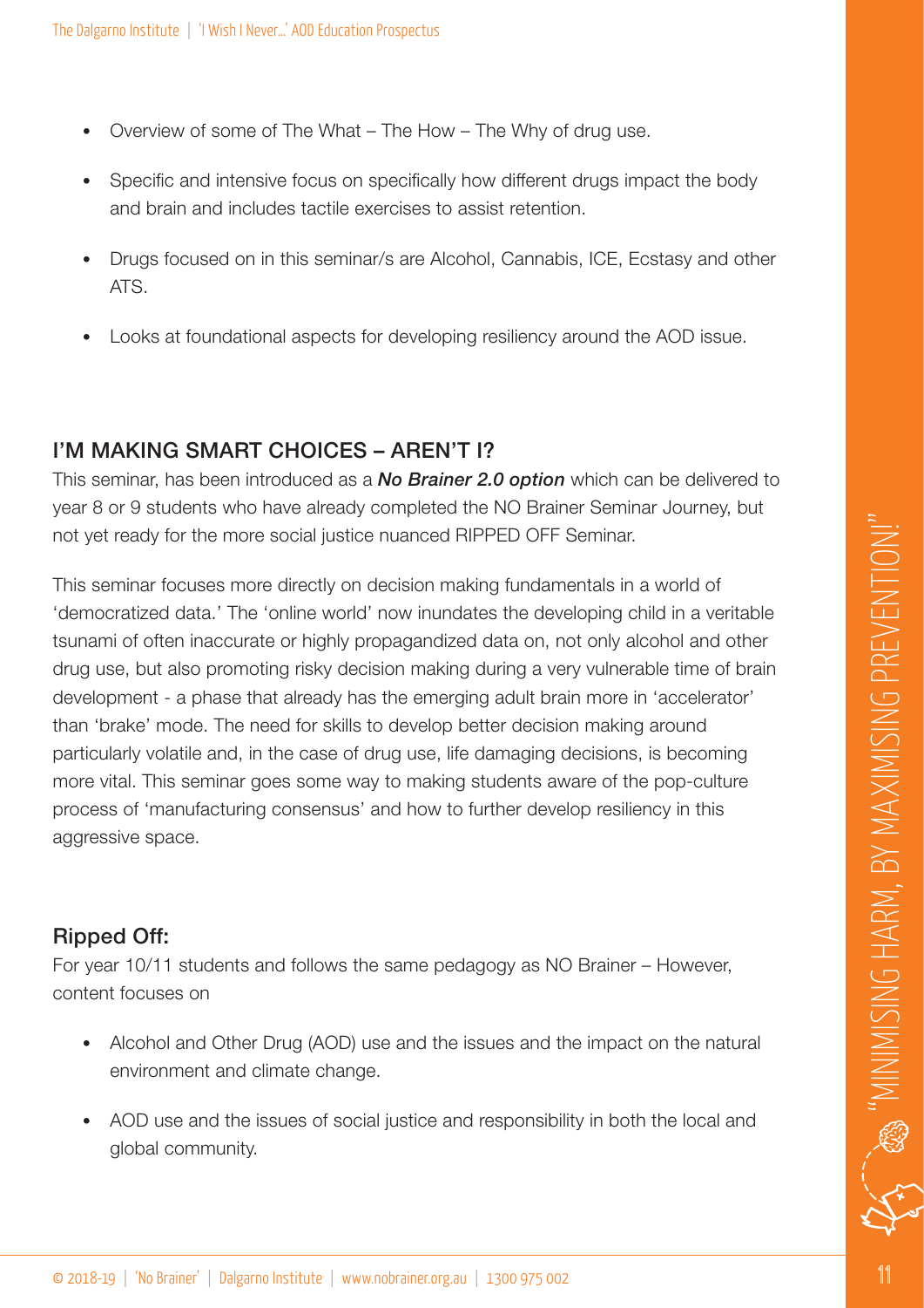- Overview of some of The What – The How – The Why of drug use.
- Specific and intensive focus on specifically how different drugs impact the body and brain and includes tactile exercises to assist retention.
- Drugs focused on in this seminar/s are Alcohol, Cannabis, ICE, Ecstasy and other ATS.
- Looks at foundational aspects for developing resiliency around the AOD issue.

## I'M MAKING SMART CHOICES – AREN'T I?

This seminar, has been introduced as a ***No Brainer 2.0 option*** which can be delivered to year 8 or 9 students who have already completed the NO Brainer Seminar Journey, but not yet ready for the more social justice nuanced RIPPED OFF Seminar.

This seminar focuses more directly on decision making fundamentals in a world of 'democratized data.' The 'online world' now inundates the developing child in a veritable tsunami of often inaccurate or highly propagandized data on, not only alcohol and other drug use, but also promoting risky decision making during a very vulnerable time of brain development - a phase that already has the emerging adult brain more in 'accelerator' than 'brake' mode. The need for skills to develop better decision making around particularly volatile and, in the case of drug use, life damaging decisions, is becoming more vital. This seminar goes some way to making students aware of the pop-culture process of 'manufacturing consensus' and how to further develop resiliency in this aggressive space.

## Ripped Off:

For year 10/11 students and follows the same pedagogy as NO Brainer – However, content focuses on

- Alcohol and Other Drug (AOD) use and the issues and the impact on the natural environment and climate change.
- AOD use and the issues of social justice and responsibility in both the local and global community.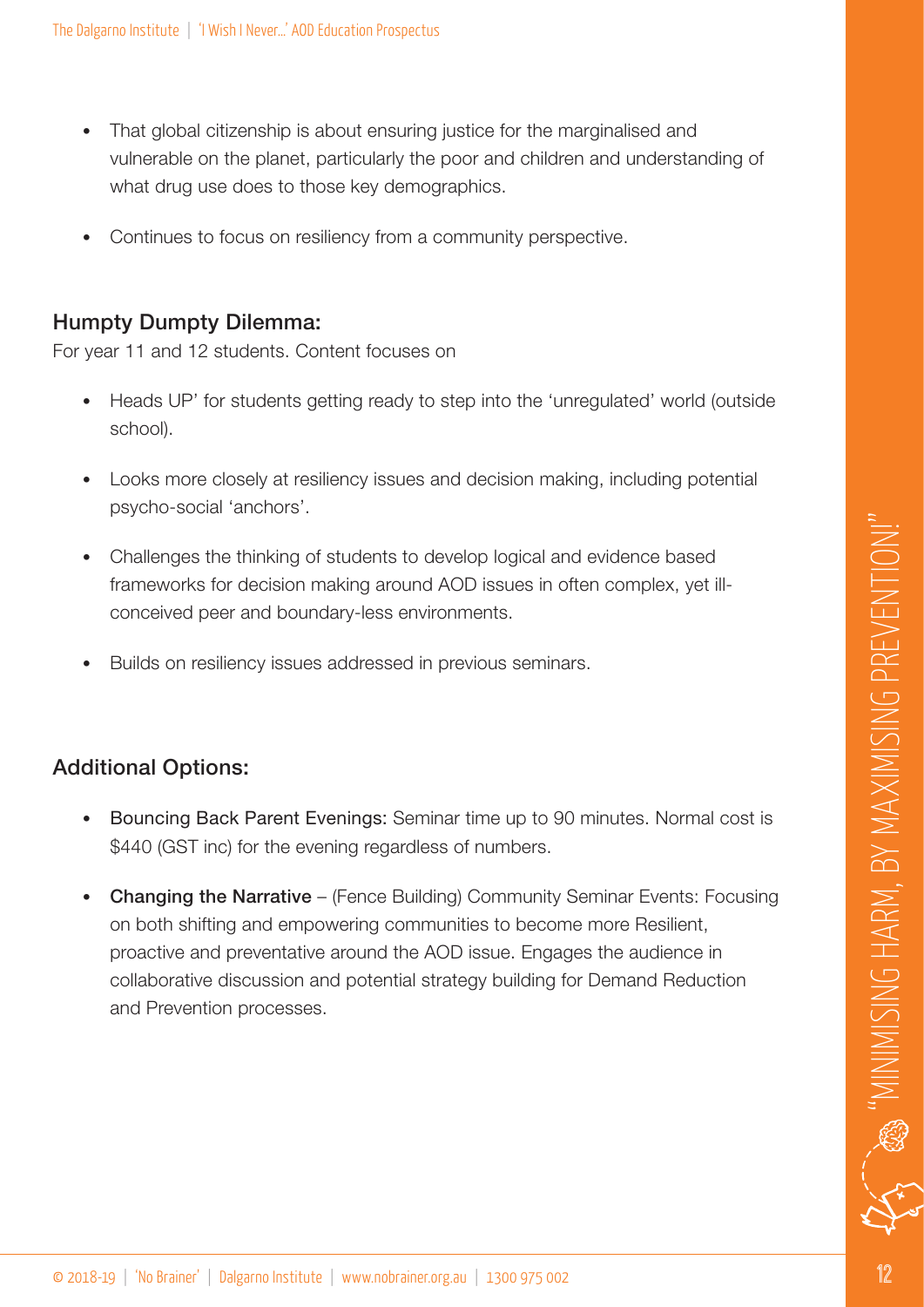- That global citizenship is about ensuring justice for the marginalised and vulnerable on the planet, particularly the poor and children and understanding of what drug use does to those key demographics.
- Continues to focus on resiliency from a community perspective.

### Humpty Dumpty Dilemma:

For year 11 and 12 students. Content focuses on

- Heads UP' for students getting ready to step into the 'unregulated' world (outside school).
- Looks more closely at resiliency issues and decision making, including potential psycho-social 'anchors'.
- Challenges the thinking of students to develop logical and evidence based frameworks for decision making around AOD issues in often complex, yet ill-conceived peer and boundary-less environments.
- Builds on resiliency issues addressed in previous seminars.

### Additional Options:

- Bouncing Back Parent Evenings: Seminar time up to 90 minutes. Normal cost is $440 (GST inc) for the evening regardless of numbers.
- **Changing the Narrative** – (Fence Building) Community Seminar Events: Focusing on both shifting and empowering communities to become more Resilient, proactive and preventative around the AOD issue. Engages the audience in collaborative discussion and potential strategy building for Demand Reduction and Prevention processes.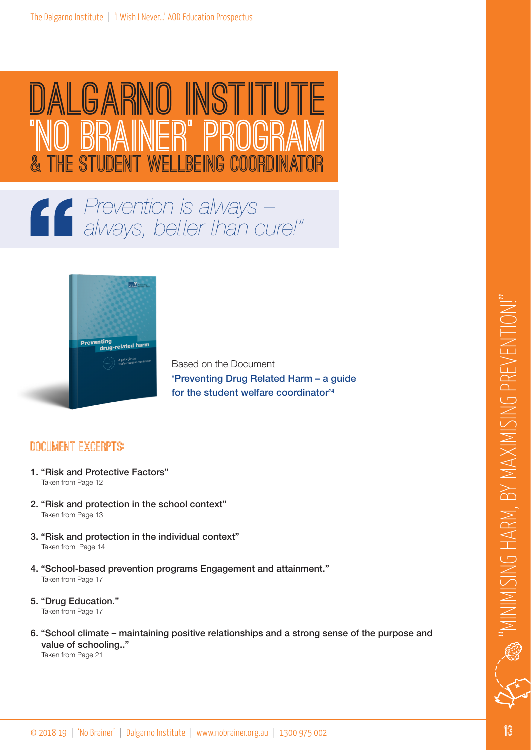# DALGARNO INSTITUTE 'NO BRAINER' PROGRAM & THE STUDENT WELLBEING COORDINATOR

> *Prevention is always – always, better than cure!"*

Based on the Document **'Preventing Drug Related Harm – a guide for the student welfare coordinator'**[4]

## DOCUMENT EXCERPTS:

1. **"Risk and Protective Factors"**
   Taken from Page 12

2. **"Risk and protection in the school context"**
   Taken from Page 13

3. **"Risk and protection in the individual context"**
   Taken from Page 14

4. **"School-based prevention programs Engagement and attainment."**
   Taken from Page 17

5. **"Drug Education."**
   Taken from Page 17

6. **"School climate – maintaining positive relationships and a strong sense of the purpose and value of schooling.."**
   Taken from Page 21

"MINIMISING HARM, BY MAXIMISING PREVENTION!"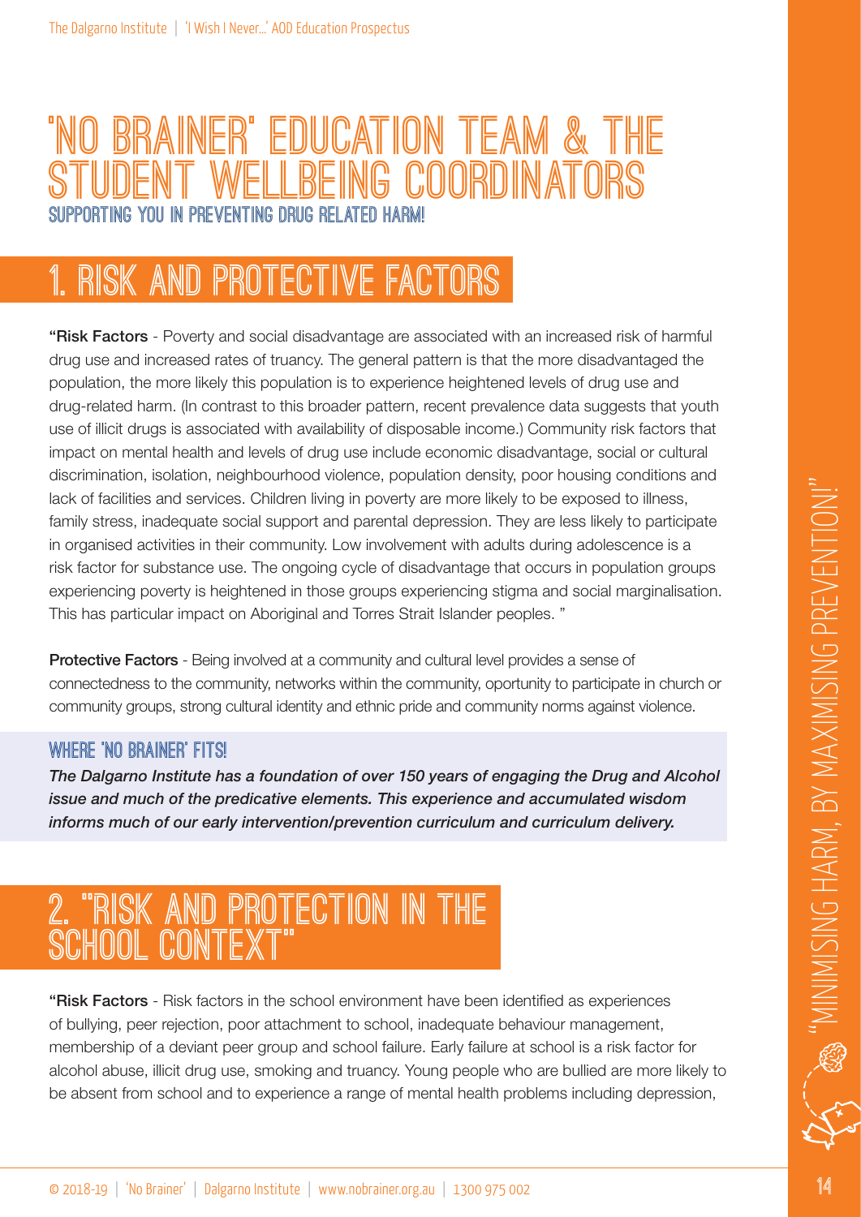# 'NO BRAINER' EDUCATION TEAM & THE STUDENT WELLBEING COORDINATORS

### SUPPORTING YOU IN PREVENTING DRUG RELATED HARM!

## 1. RISK AND PROTECTIVE FACTORS

"**Risk Factors** - Poverty and social disadvantage are associated with an increased risk of harmful drug use and increased rates of truancy. The general pattern is that the more disadvantaged the population, the more likely this population is to experience heightened levels of drug use and drug-related harm. (In contrast to this broader pattern, recent prevalence data suggests that youth use of illicit drugs is associated with availability of disposable income.) Community risk factors that impact on mental health and levels of drug use include economic disadvantage, social or cultural discrimination, isolation, neighbourhood violence, population density, poor housing conditions and lack of facilities and services. Children living in poverty are more likely to be exposed to illness, family stress, inadequate social support and parental depression. They are less likely to participate in organised activities in their community. Low involvement with adults during adolescence is a risk factor for substance use. The ongoing cycle of disadvantage that occurs in population groups experiencing poverty is heightened in those groups experiencing stigma and social marginalisation. This has particular impact on Aboriginal and Torres Strait Islander peoples. "

**Protective Factors** - Being involved at a community and cultural level provides a sense of connectedness to the community, networks within the community, oportunity to participate in church or community groups, strong cultural identity and ethnic pride and community norms against violence.

### WHERE 'NO BRAINER' FITS!

***The Dalgarno Institute has a foundation of over 150 years of engaging the Drug and Alcohol issue and much of the predicative elements. This experience and accumulated wisdom informs much of our early intervention/prevention curriculum and curriculum delivery.***

## 2. "RISK AND PROTECTION IN THE SCHOOL CONTEXT"

"**Risk Factors** - Risk factors in the school environment have been identified as experiences of bullying, peer rejection, poor attachment to school, inadequate behaviour management, membership of a deviant peer group and school failure. Early failure at school is a risk factor for alcohol abuse, illicit drug use, smoking and truancy. Young people who are bullied are more likely to be absent from school and to experience a range of mental health problems including depression,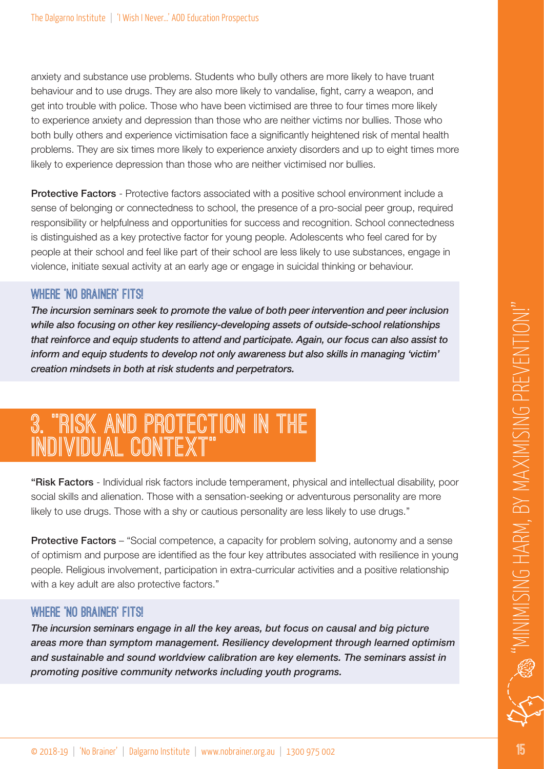anxiety and substance use problems. Students who bully others are more likely to have truant behaviour and to use drugs. They are also more likely to vandalise, fight, carry a weapon, and get into trouble with police. Those who have been victimised are three to four times more likely to experience anxiety and depression than those who are neither victims nor bullies. Those who both bully others and experience victimisation face a significantly heightened risk of mental health problems. They are six times more likely to experience anxiety disorders and up to eight times more likely to experience depression than those who are neither victimised nor bullies.

**Protective Factors** - Protective factors associated with a positive school environment include a sense of belonging or connectedness to school, the presence of a pro-social peer group, required responsibility or helpfulness and opportunities for success and recognition. School connectedness is distinguished as a key protective factor for young people. Adolescents who feel cared for by people at their school and feel like part of their school are less likely to use substances, engage in violence, initiate sexual activity at an early age or engage in suicidal thinking or behaviour.

### WHERE 'NO BRAINER' FITS!

***The incursion seminars seek to promote the value of both peer intervention and peer inclusion while also focusing on other key resiliency-developing assets of outside-school relationships that reinforce and equip students to attend and participate. Again, our focus can also assist to inform and equip students to develop not only awareness but also skills in managing 'victim' creation mindsets in both at risk students and perpetrators.***

## 3. "RISK AND PROTECTION IN THE INDIVIDUAL CONTEXT"

"**Risk Factors** - Individual risk factors include temperament, physical and intellectual disability, poor social skills and alienation. Those with a sensation-seeking or adventurous personality are more likely to use drugs. Those with a shy or cautious personality are less likely to use drugs."

**Protective Factors** – "Social competence, a capacity for problem solving, autonomy and a sense of optimism and purpose are identified as the four key attributes associated with resilience in young people. Religious involvement, participation in extra-curricular activities and a positive relationship with a key adult are also protective factors."

### WHERE 'NO BRAINER' FITS!

***The incursion seminars engage in all the key areas, but focus on causal and big picture areas more than symptom management. Resiliency development through learned optimism and sustainable and sound worldview calibration are key elements. The seminars assist in promoting positive community networks including youth programs.***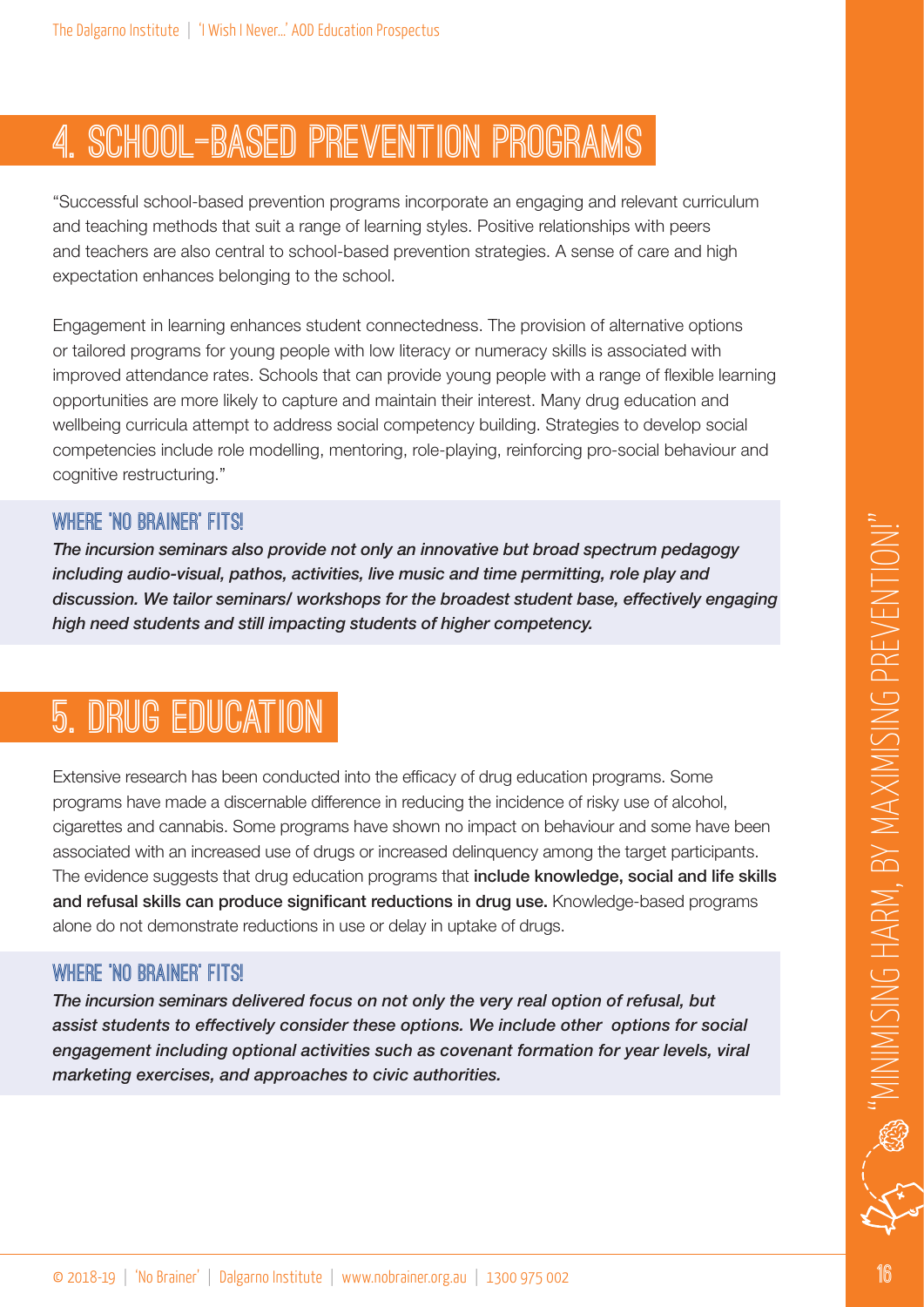## 4. SCHOOL-BASED PREVENTION PROGRAMS

"Successful school-based prevention programs incorporate an engaging and relevant curriculum and teaching methods that suit a range of learning styles. Positive relationships with peers and teachers are also central to school-based prevention strategies. A sense of care and high expectation enhances belonging to the school.

Engagement in learning enhances student connectedness. The provision of alternative options or tailored programs for young people with low literacy or numeracy skills is associated with improved attendance rates. Schools that can provide young people with a range of flexible learning opportunities are more likely to capture and maintain their interest. Many drug education and wellbeing curricula attempt to address social competency building. Strategies to develop social competencies include role modelling, mentoring, role-playing, reinforcing pro-social behaviour and cognitive restructuring."

### WHERE 'NO BRAINER' FITS!

***The incursion seminars also provide not only an innovative but broad spectrum pedagogy including audio-visual, pathos, activities, live music and time permitting, role play and discussion. We tailor seminars/ workshops for the broadest student base, effectively engaging high need students and still impacting students of higher competency.***

## 5. DRUG EDUCATION

Extensive research has been conducted into the efficacy of drug education programs. Some programs have made a discernable difference in reducing the incidence of risky use of alcohol, cigarettes and cannabis. Some programs have shown no impact on behaviour and some have been associated with an increased use of drugs or increased delinquency among the target participants. The evidence suggests that drug education programs that **include knowledge, social and life skills and refusal skills can produce significant reductions in drug use.** Knowledge-based programs alone do not demonstrate reductions in use or delay in uptake of drugs.

### WHERE 'NO BRAINER' FITS!

***The incursion seminars delivered focus on not only the very real option of refusal, but assist students to effectively consider these options. We include other options for social engagement including optional activities such as covenant formation for year levels, viral marketing exercises, and approaches to civic authorities.***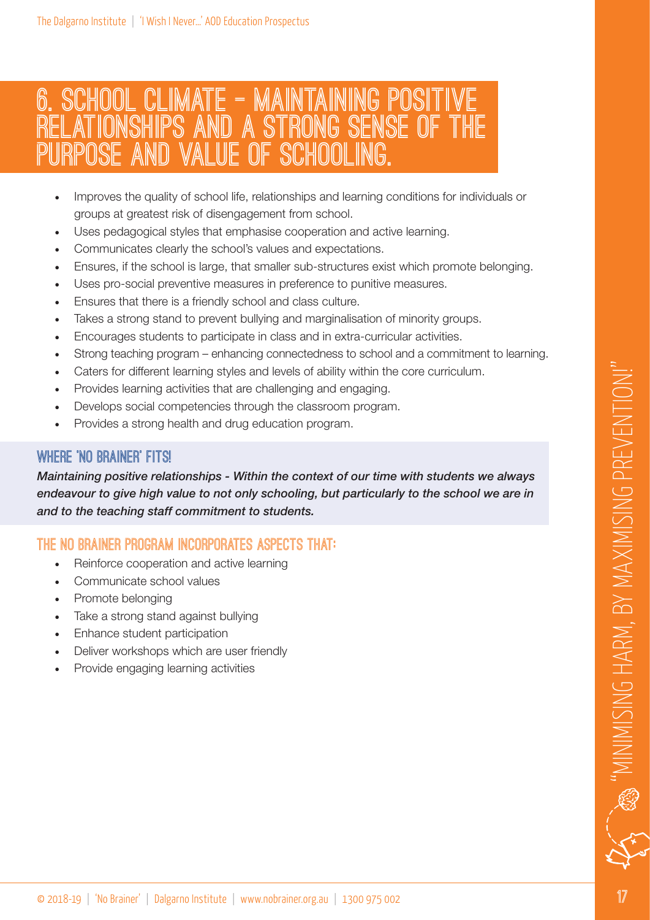# 6. SCHOOL CLIMATE – MAINTAINING POSITIVE RELATIONSHIPS AND A STRONG SENSE OF THE PURPOSE AND VALUE OF SCHOOLING.

- Improves the quality of school life, relationships and learning conditions for individuals or groups at greatest risk of disengagement from school.
- Uses pedagogical styles that emphasise cooperation and active learning.
- Communicates clearly the school's values and expectations.
- Ensures, if the school is large, that smaller sub-structures exist which promote belonging.
- Uses pro-social preventive measures in preference to punitive measures.
- Ensures that there is a friendly school and class culture.
- Takes a strong stand to prevent bullying and marginalisation of minority groups.
- Encourages students to participate in class and in extra-curricular activities.
- Strong teaching program – enhancing connectedness to school and a commitment to learning.
- Caters for different learning styles and levels of ability within the core curriculum.
- Provides learning activities that are challenging and engaging.
- Develops social competencies through the classroom program.
- Provides a strong health and drug education program.

## WHERE 'NO BRAINER' FITS!

***Maintaining positive relationships - Within the context of our time with students we always endeavour to give high value to not only schooling, but particularly to the school we are in and to the teaching staff commitment to students.***

## THE NO BRAINER PROGRAM INCORPORATES ASPECTS THAT:

- Reinforce cooperation and active learning
- Communicate school values
- Promote belonging
- Take a strong stand against bullying
- Enhance student participation
- Deliver workshops which are user friendly
- Provide engaging learning activities

"MINIMISING HARM, BY MAXIMISING PREVENTION!"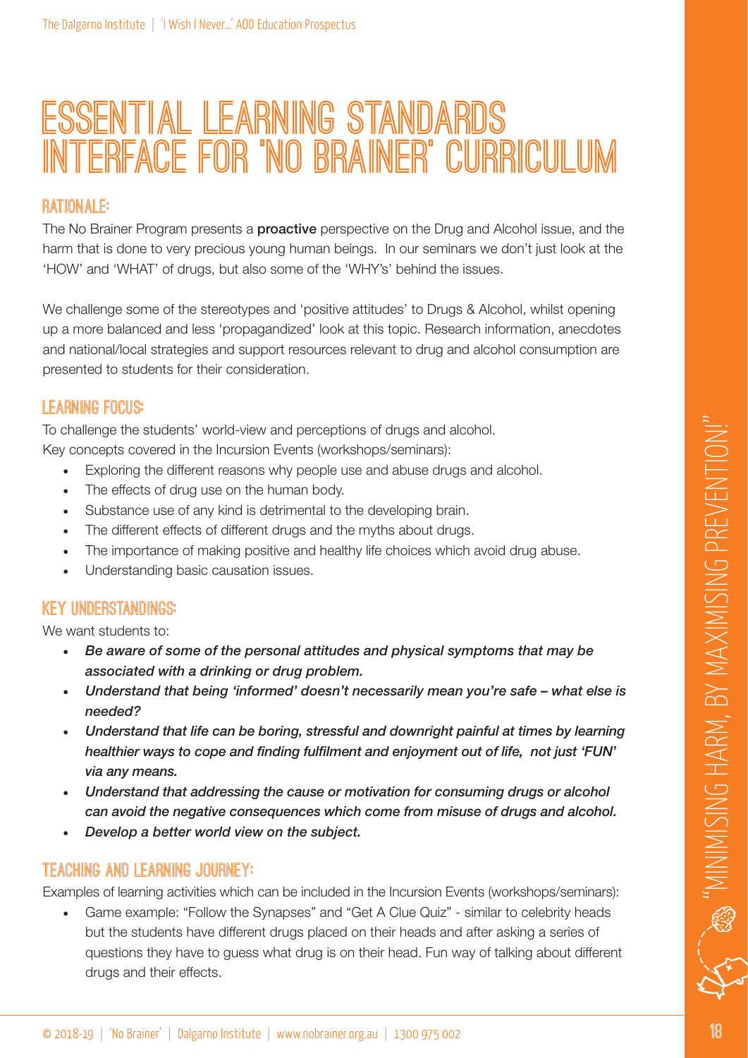# ESSENTIAL LEARNING STANDARDS INTERFACE FOR 'NO BRAINER' CURRICULUM

## RATIONALE:

The No Brainer Program presents a **proactive** perspective on the Drug and Alcohol issue, and the harm that is done to very precious young human beings. In our seminars we don't just look at the 'HOW' and 'WHAT' of drugs, but also some of the 'WHY's' behind the issues.

We challenge some of the stereotypes and 'positive attitudes' to Drugs & Alcohol, whilst opening up a more balanced and less 'propagandized' look at this topic. Research information, anecdotes and national/local strategies and support resources relevant to drug and alcohol consumption are presented to students for their consideration.

## LEARNING FOCUS:

To challenge the students' world-view and perceptions of drugs and alcohol.
Key concepts covered in the Incursion Events (workshops/seminars):

- Exploring the different reasons why people use and abuse drugs and alcohol.
- The effects of drug use on the human body.
- Substance use of any kind is detrimental to the developing brain.
- The different effects of different drugs and the myths about drugs.
- The importance of making positive and healthy life choices which avoid drug abuse.
- Understanding basic causation issues.

## KEY UNDERSTANDINGS:

We want students to:

- ***Be aware of some of the personal attitudes and physical symptoms that may be associated with a drinking or drug problem.***
- ***Understand that being 'informed' doesn't necessarily mean you're safe – what else is needed?***
- ***Understand that life can be boring, stressful and downright painful at times by learning healthier ways to cope and finding fulfilment and enjoyment out of life, not just 'FUN' via any means.***
- ***Understand that addressing the cause or motivation for consuming drugs or alcohol can avoid the negative consequences which come from misuse of drugs and alcohol.***
- ***Develop a better world view on the subject.***

## TEACHING AND LEARNING JOURNEY:

Examples of learning activities which can be included in the Incursion Events (workshops/seminars):

- Game example: "Follow the Synapses" and "Get A Clue Quiz" - similar to celebrity heads but the students have different drugs placed on their heads and after asking a series of questions they have to guess what drug is on their head. Fun way of talking about different drugs and their effects.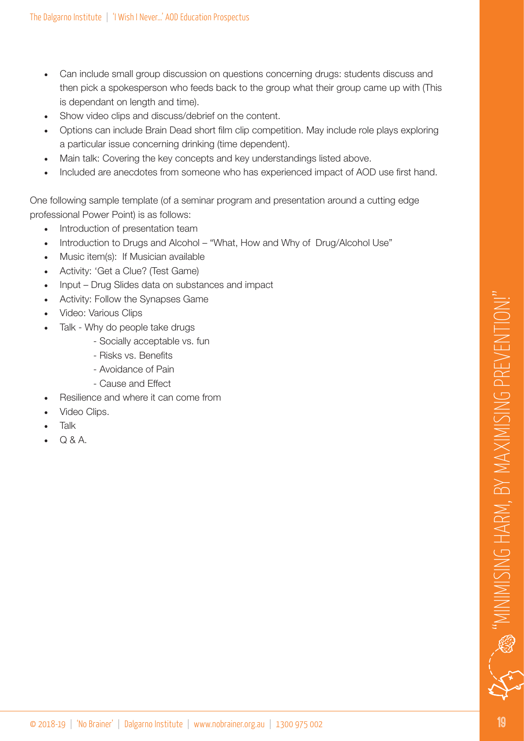- Can include small group discussion on questions concerning drugs: students discuss and then pick a spokesperson who feeds back to the group what their group came up with (This is dependant on length and time).
- Show video clips and discuss/debrief on the content.
- Options can include Brain Dead short film clip competition. May include role plays exploring a particular issue concerning drinking (time dependent).
- Main talk: Covering the key concepts and key understandings listed above.
- Included are anecdotes from someone who has experienced impact of AOD use first hand.

One following sample template (of a seminar program and presentation around a cutting edge professional Power Point) is as follows:

- Introduction of presentation team
- Introduction to Drugs and Alcohol – "What, How and Why of Drug/Alcohol Use"
- Music item(s): If Musician available
- Activity: 'Get a Clue? (Test Game)
- Input – Drug Slides data on substances and impact
- Activity: Follow the Synapses Game
- Video: Various Clips
- Talk - Why do people take drugs
    - Socially acceptable vs. fun
    - Risks vs. Benefits
    - Avoidance of Pain
    - Cause and Effect
- Resilience and where it can come from
- Video Clips.
- Talk
- Q & A.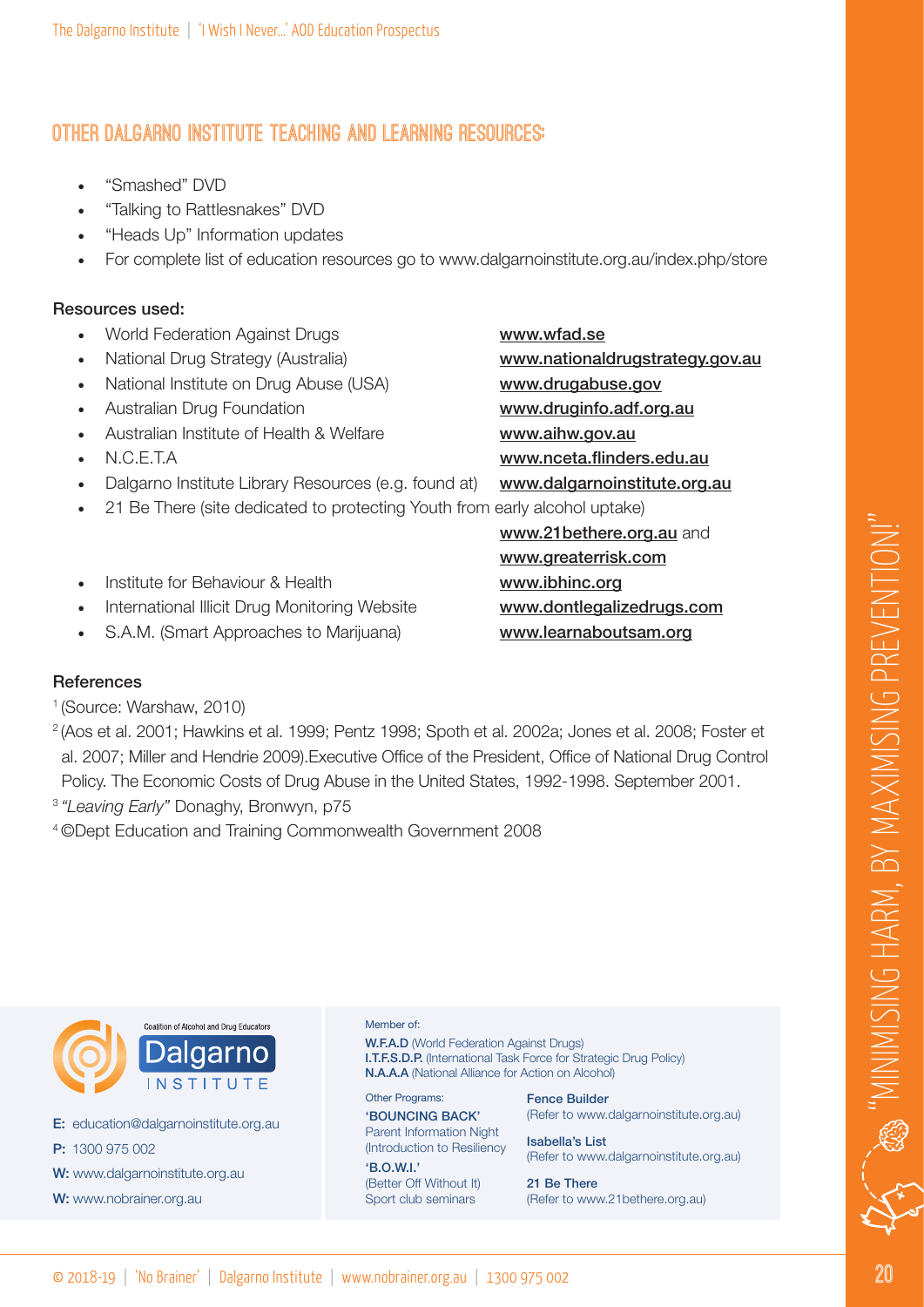## OTHER DALGARNO INSTITUTE TEACHING AND LEARNING RESOURCES:

- "Smashed" DVD
- "Talking to Rattlesnakes" DVD
- "Heads Up" Information updates
- For complete list of education resources go to www.dalgarnoinstitute.org.au/index.php/store

**Resources used:**

- World Federation Against Drugs — www.wfad.se
- National Drug Strategy (Australia) — www.nationaldrugstrategy.gov.au
- National Institute on Drug Abuse (USA) — www.drugabuse.gov
- Australian Drug Foundation — www.druginfo.adf.org.au
- Australian Institute of Health & Welfare — www.aihw.gov.au
- N.C.E.T.A — www.nceta.flinders.edu.au
- Dalgarno Institute Library Resources (e.g. found at) www.dalgarnoinstitute.org.au
- 21 Be There (site dedicated to protecting Youth from early alcohol uptake) www.21bethere.org.au and www.greaterrisk.com
- Institute for Behaviour & Health — www.ibhinc.org
- International Illicit Drug Monitoring Website — www.dontlegalizedrugs.com
- S.A.M. (Smart Approaches to Marijuana) — www.learnaboutsam.org

**References**

[1] (Source: Warshaw, 2010)

[2] (Aos et al. 2001; Hawkins et al. 1999; Pentz 1998; Spoth et al. 2002a; Jones et al. 2008; Foster et al. 2007; Miller and Hendrie 2009).Executive Office of the President, Office of National Drug Control Policy. The Economic Costs of Drug Abuse in the United States, 1992-1998. September 2001.

[3] *"Leaving Early"* Donaghy, Bronwyn, p75

[4] ©Dept Education and Training Commonwealth Government 2008

Coalition of Alcohol and Drug Educators
Dalgarno INSTITUTE

**E:** education@dalgarnoinstitute.org.au
**P:** 1300 975 002
**W:** www.dalgarnoinstitute.org.au
**W:** www.nobrainer.org.au

Member of:
**W.F.A.D** (World Federation Against Drugs)
**I.T.F.S.D.P.** (International Task Force for Strategic Drug Policy)
**N.A.A.A** (National Alliance for Action on Alcohol)

Other Programs:
**'BOUNCING BACK'** Parent Information Night (Introduction to Resiliency
**'B.O.W.I.'** (Better Off Without It) Sport club seminars
**Fence Builder** (Refer to www.dalgarnoinstitute.org.au)
**Isabella's List** (Refer to www.dalgarnoinstitute.org.au)
**21 Be There** (Refer to www.21bethere.org.au)

"MINIMISING HARM, BY MAXIMISING PREVENTION!"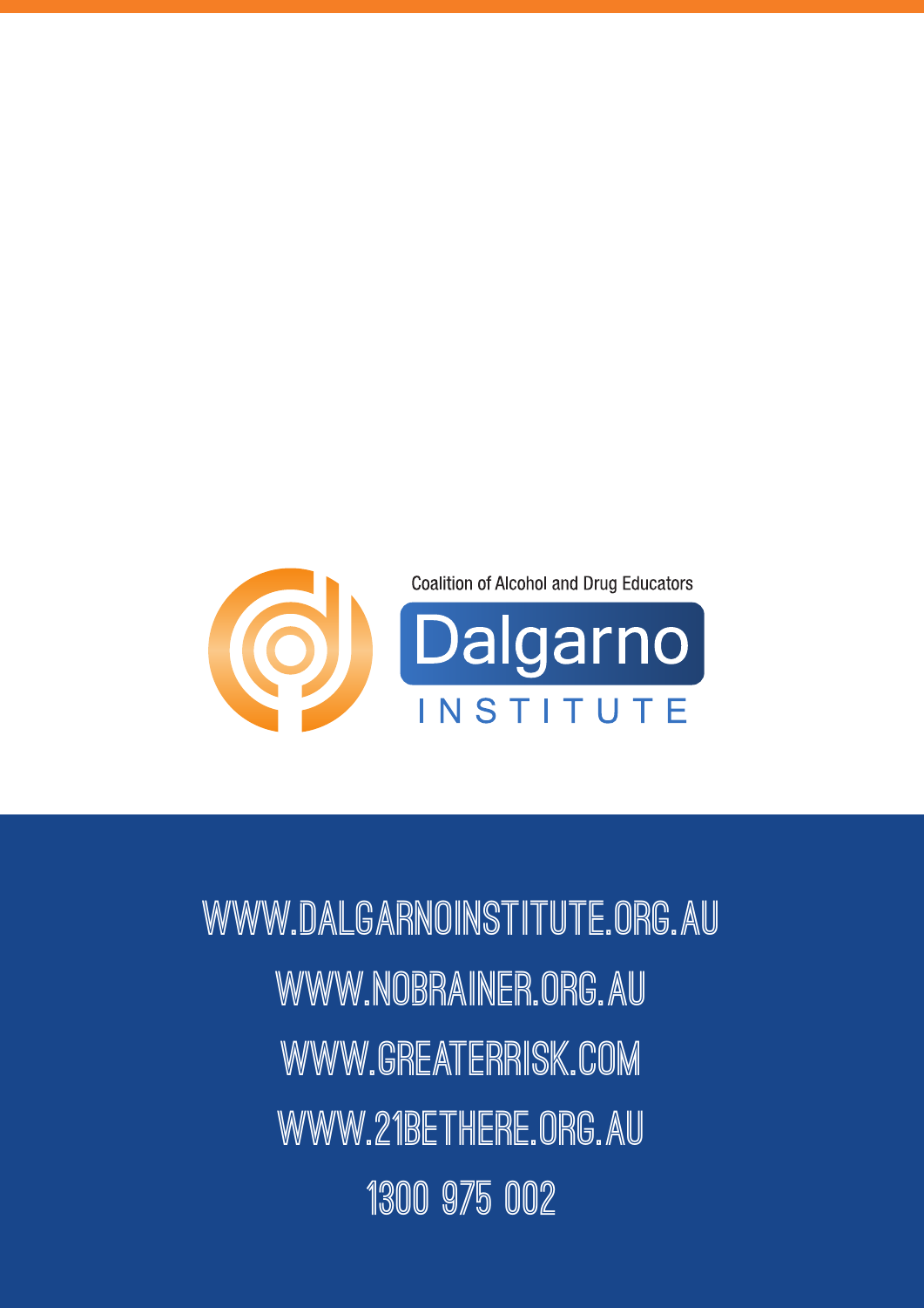Coalition of Alcohol and Drug Educators

Dalgarno

INSTITUTE

WWW.DALGARNOINSTITUTE.ORG.AU

WWW.NOBRAINER.ORG.AU

WWW.GREATERRISK.COM

WWW.21BETHERE.ORG.AU

1300 975 002